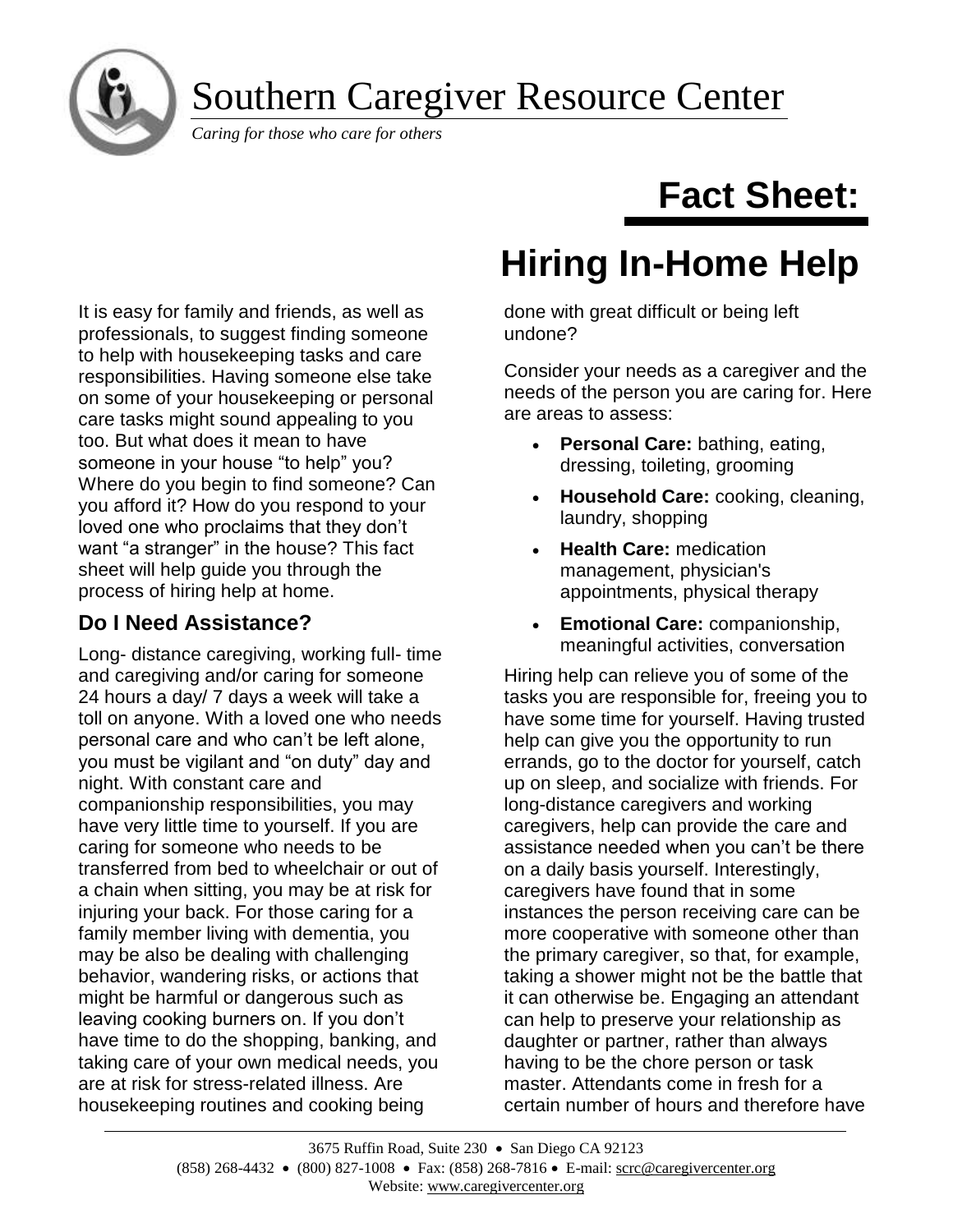# Southern Caregiver Resource Center

*Caring for those who care for others*

# Fact Sheet:

# Hiring In-Home Help

It is easy for family and friends, as well as professionals, to suggest finding someone to help with housekeeping tasks and care responsibilities. Having someone else take on some of your housekeeping or personal care tasks might sound appealing to you too. But what does it mean to have someone in your house "to help" you? Where do you begin to find someone? Can you afford it? How do you respond to your loved one who proclaims that they don't want "a stranger" in the house? This fact sheet will help guide you through the process of hiring help at home.

## Do I Need Assistance?

Long- distance caregiving, working full- time and caregiving and/or caring for someone 24 hours a day/ 7 days a week will take a toll on anyone. With a loved one who needs personal care and who can't be left alone, you must be vigilant and "on duty" day and night. With constant care and companionship responsibilities, you may have very little time to yourself. If you are caring for someone who needs to be transferred from bed to wheelchair or out of a chain when sitting, you may be at risk for injuring your back. For those caring for a family member living with dementia, you may be also be dealing with challenging behavior, wandering risks, or actions that might be harmful or dangerous such as leaving cooking burners on. If you don't have time to do the shopping, banking, and taking care of your own medical needs, you are at risk for stress-related illness. Are housekeeping routines and cooking being done with great difficult or being left undone?

Consider your needs as a caregiver and the needs of the person you are caring for. Here are areas to assess:

- **Personal Care:** bathing, eating, dressing, toileting, grooming
- **Household Care:** cooking, cleaning, laundry, shopping
- **Health Care:** medication management, physician's appointments, physical therapy
- **Emotional Care:** companionship, meaningful activities, conversation

Hiring help can relieve you of some of the tasks you are responsible for, freeing you to have some time for yourself. Having trusted help can give you the opportunity to run errands, go to the doctor for yourself, catch up on sleep, and socialize with friends. For long-distance caregivers and working caregivers, help can provide the care and assistance needed when you can't be there on a daily basis yourself. Interestingly, caregivers have found that in some instances the person receiving care can be more cooperative with someone other than the primary caregiver, so that, for example, taking a shower might not be the battle that it can otherwise be. Engaging an attendant can help to preserve your relationship as daughter or partner, rather than always having to be the chore person or task master. Attendants come in fresh for a certain number of hours and therefore have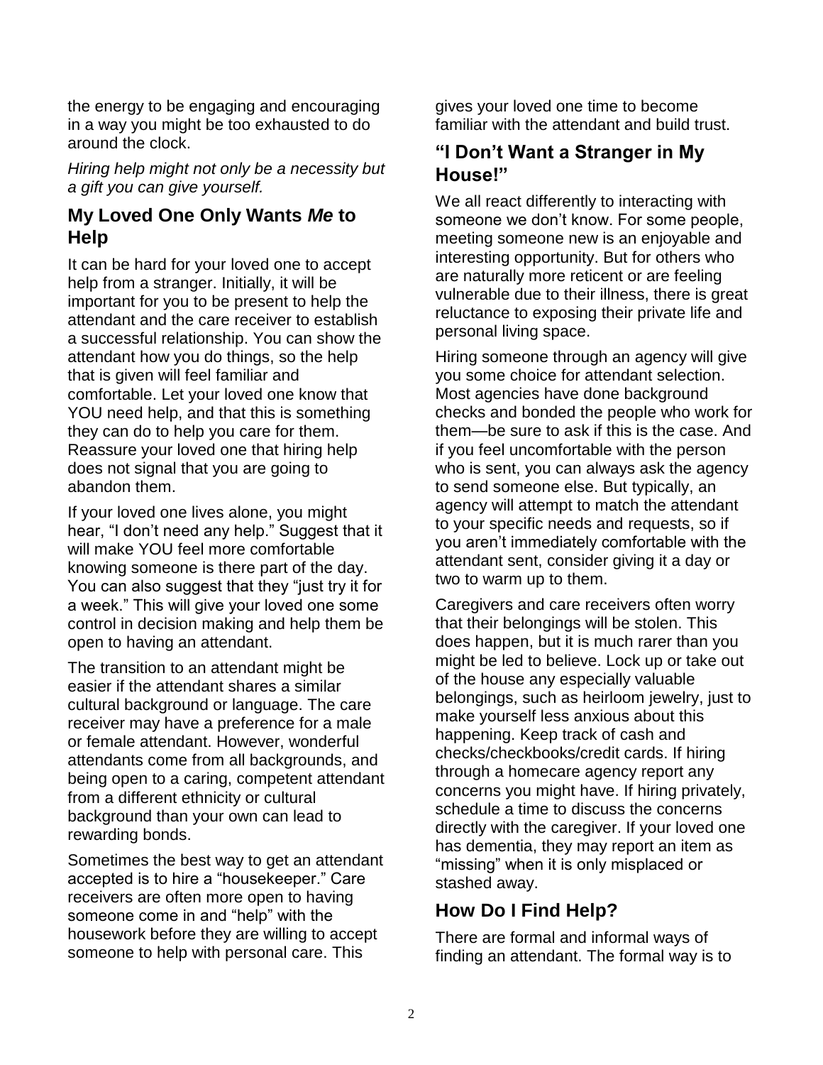the energy to be engaging and encouraging in a way you might be too exhausted to do around the clock.

*Hiring help might not only be a necessity but a gift you can give yourself.*

## My Loved One Only Wants *Me* to Help

It can be hard for your loved one to accept help from a stranger. Initially, it will be important for you to be present to help the attendant and the care receiver to establish a successful relationship. You can show the attendant how you do things, so the help that is given will feel familiar and comfortable. Let your loved one know that YOU need help, and that this is something they can do to help you care for them. Reassure your loved one that hiring help does not signal that you are going to abandon them.

If your loved one lives alone, you might hear, "I don't need any help." Suggest that it will make YOU feel more comfortable knowing someone is there part of the day. You can also suggest that they "just try it for a week." This will give your loved one some control in decision making and help them be open to having an attendant.

The transition to an attendant might be easier if the attendant shares a similar cultural background or language. The care receiver may have a preference for a male or female attendant. However, wonderful attendants come from all backgrounds, and being open to a caring, competent attendant from a different ethnicity or cultural background than your own can lead to rewarding bonds.

Sometimes the best way to get an attendant accepted is to hire a "housekeeper." Care receivers are often more open to having someone come in and "help" with the housework before they are willing to accept someone to help with personal care. This gives your loved one time to become familiar with the attendant and build trust.

## "I Don't Want a Stranger in My House!"

We all react differently to interacting with someone we don't know. For some people, meeting someone new is an enjoyable and interesting opportunity. But for others who are naturally more reticent or are feeling vulnerable due to their illness, there is great reluctance to exposing their private life and personal living space.

Hiring someone through an agency will give you some choice for attendant selection. Most agencies have done background checks and bonded the people who work for them—be sure to ask if this is the case. And if you feel uncomfortable with the person who is sent, you can always ask the agency to send someone else. But typically, an agency will attempt to match the attendant to your specific needs and requests, so if you aren't immediately comfortable with the attendant sent, consider giving it a day or two to warm up to them.

Caregivers and care receivers often worry that their belongings will be stolen. This does happen, but it is much rarer than you might be led to believe. Lock up or take out of the house any especially valuable belongings, such as heirloom jewelry, just to make yourself less anxious about this happening. Keep track of cash and checks/checkbooks/credit cards. If hiring through a homecare agency report any concerns you might have. If hiring privately, schedule a time to discuss the concerns directly with the caregiver. If your loved one has dementia, they may report an item as "missing" when it is only misplaced or stashed away.

## How Do I Find Help?

There are formal and informal ways of finding an attendant. The formal way is to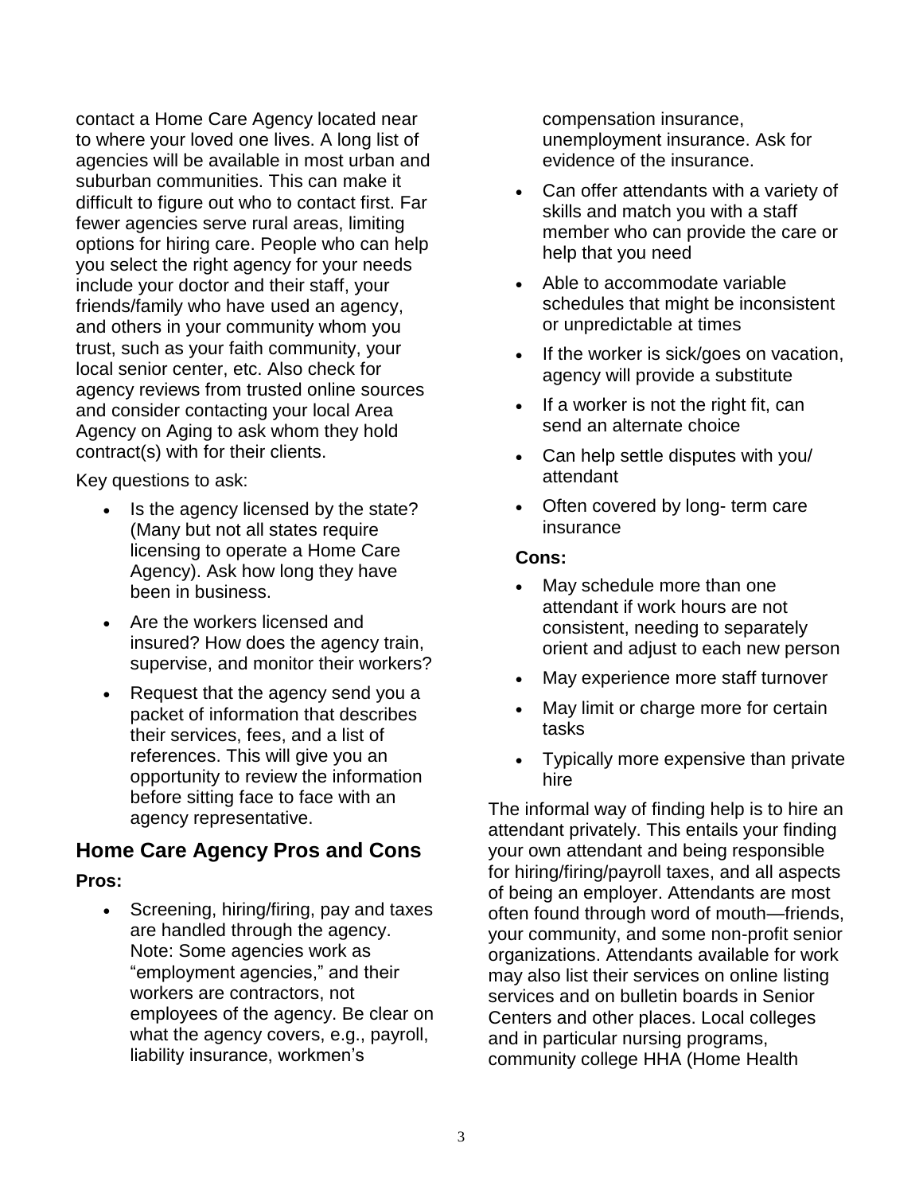contact a Home Care Agency located near to where your loved one lives. A long list of agencies will be available in most urban and suburban communities. This can make it difficult to figure out who to contact first. Far fewer agencies serve rural areas, limiting options for hiring care. People who can help you select the right agency for your needs include your doctor and their staff, your friends/family who have used an agency, and others in your community whom you trust, such as your faith community, your local senior center, etc. Also check for agency reviews from trusted online sources and consider contacting your local Area Agency on Aging to ask whom they hold contract(s) with for their clients.

Key questions to ask:

- Is the agency licensed by the state? (Many but not all states require licensing to operate a Home Care Agency). Ask how long they have been in business.
- Are the workers licensed and insured? How does the agency train, supervise, and monitor their workers?
- Request that the agency send you a packet of information that describes their services, fees, and a list of references. This will give you an opportunity to review the information before sitting face to face with an agency representative.

## Home Care Agency Pros and Cons

**Pros:**

- Screening, hiring/firing, pay and taxes are handled through the agency. Note: Some agencies work as "employment agencies," and their workers are contractors, not employees of the agency. Be clear on what the agency covers, e.g., payroll, liability insurance, workmen's compensation insurance, unemployment insurance. Ask for evidence of the insurance.
- Can offer attendants with a variety of skills and match you with a staff member who can provide the care or help that you need
- Able to accommodate variable schedules that might be inconsistent or unpredictable at times
- If the worker is sick/goes on vacation, agency will provide a substitute
- If a worker is not the right fit, can send an alternate choice
- Can help settle disputes with you/ attendant
- Often covered by long- term care insurance

**Cons:**

- May schedule more than one attendant if work hours are not consistent, needing to separately orient and adjust to each new person
- May experience more staff turnover
- May limit or charge more for certain tasks
- Typically more expensive than private hire

The informal way of finding help is to hire an attendant privately. This entails your finding your own attendant and being responsible for hiring/firing/payroll taxes, and all aspects of being an employer. Attendants are most often found through word of mouth—friends, your community, and some non-profit senior organizations. Attendants available for work may also list their services on online listing services and on bulletin boards in Senior Centers and other places. Local colleges and in particular nursing programs, community college HHA (Home Health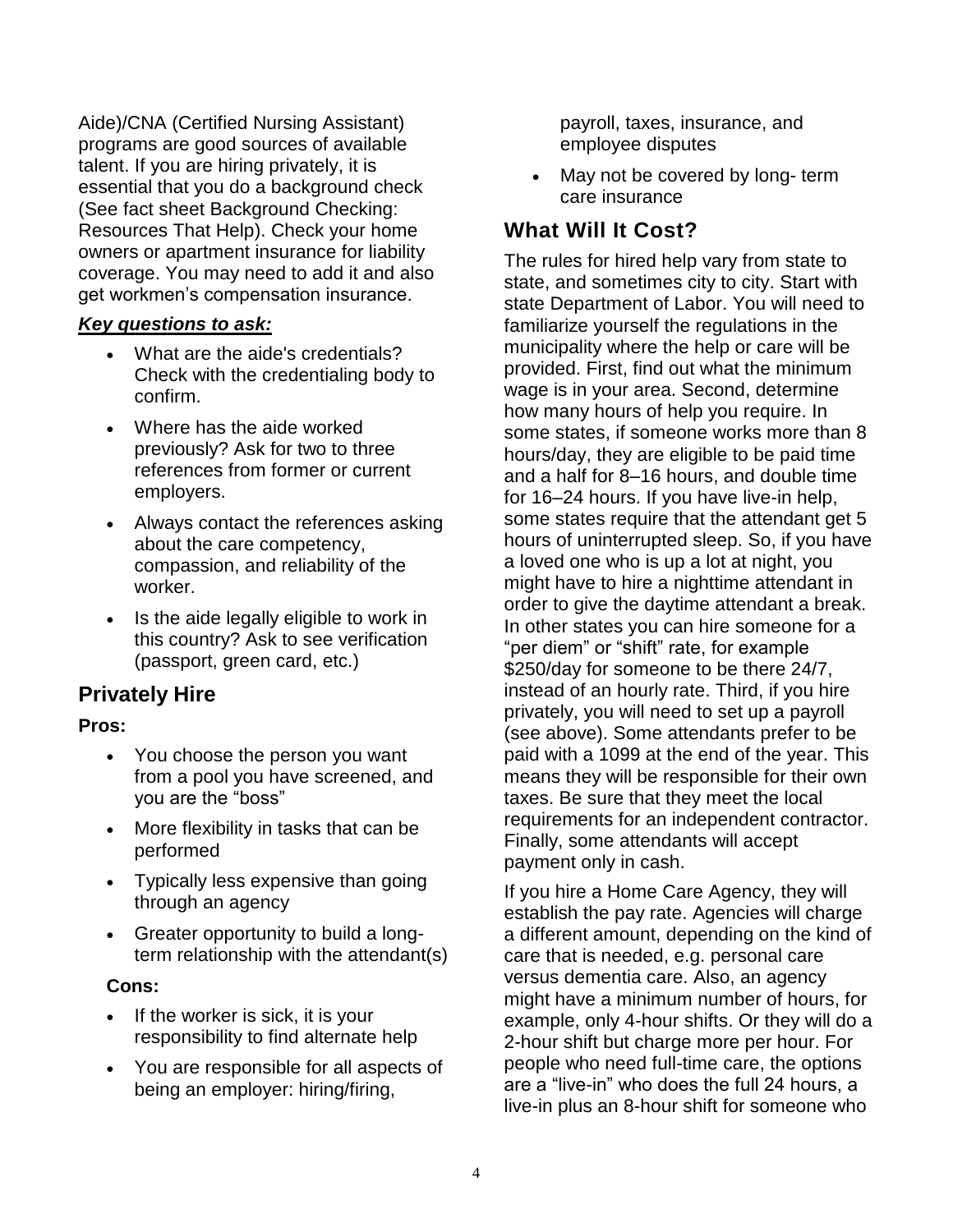Aide)/CNA (Certified Nursing Assistant) programs are good sources of available talent. If you are hiring privately, it is essential that you do a background check (See fact sheet Background Checking: Resources That Help). Check your home owners or apartment insurance for liability coverage. You may need to add it and also get workmen's compensation insurance.

***Key questions to ask:***

- What are the aide's credentials? Check with the credentialing body to confirm.
- Where has the aide worked previously? Ask for two to three references from former or current employers.
- Always contact the references asking about the care competency, compassion, and reliability of the worker.
- Is the aide legally eligible to work in this country? Ask to see verification (passport, green card, etc.)

## Privately Hire

**Pros:**

- You choose the person you want from a pool you have screened, and you are the "boss"
- More flexibility in tasks that can be performed
- Typically less expensive than going through an agency
- Greater opportunity to build a long-term relationship with the attendant(s)

**Cons:**

- If the worker is sick, it is your responsibility to find alternate help
- You are responsible for all aspects of being an employer: hiring/firing, payroll, taxes, insurance, and employee disputes
- May not be covered by long- term care insurance

## What Will It Cost?

The rules for hired help vary from state to state, and sometimes city to city. Start with state Department of Labor. You will need to familiarize yourself the regulations in the municipality where the help or care will be provided. First, find out what the minimum wage is in your area. Second, determine how many hours of help you require. In some states, if someone works more than 8 hours/day, they are eligible to be paid time and a half for 8–16 hours, and double time for 16–24 hours. If you have live-in help, some states require that the attendant get 5 hours of uninterrupted sleep. So, if you have a loved one who is up a lot at night, you might have to hire a nighttime attendant in order to give the daytime attendant a break. In other states you can hire someone for a "per diem" or "shift" rate, for example $250/day for someone to be there 24/7, instead of an hourly rate. Third, if you hire privately, you will need to set up a payroll (see above). Some attendants prefer to be paid with a 1099 at the end of the year. This means they will be responsible for their own taxes. Be sure that they meet the local requirements for an independent contractor. Finally, some attendants will accept payment only in cash.

If you hire a Home Care Agency, they will establish the pay rate. Agencies will charge a different amount, depending on the kind of care that is needed, e.g. personal care versus dementia care. Also, an agency might have a minimum number of hours, for example, only 4-hour shifts. Or they will do a 2-hour shift but charge more per hour. For people who need full-time care, the options are a "live-in" who does the full 24 hours, a live-in plus an 8-hour shift for someone who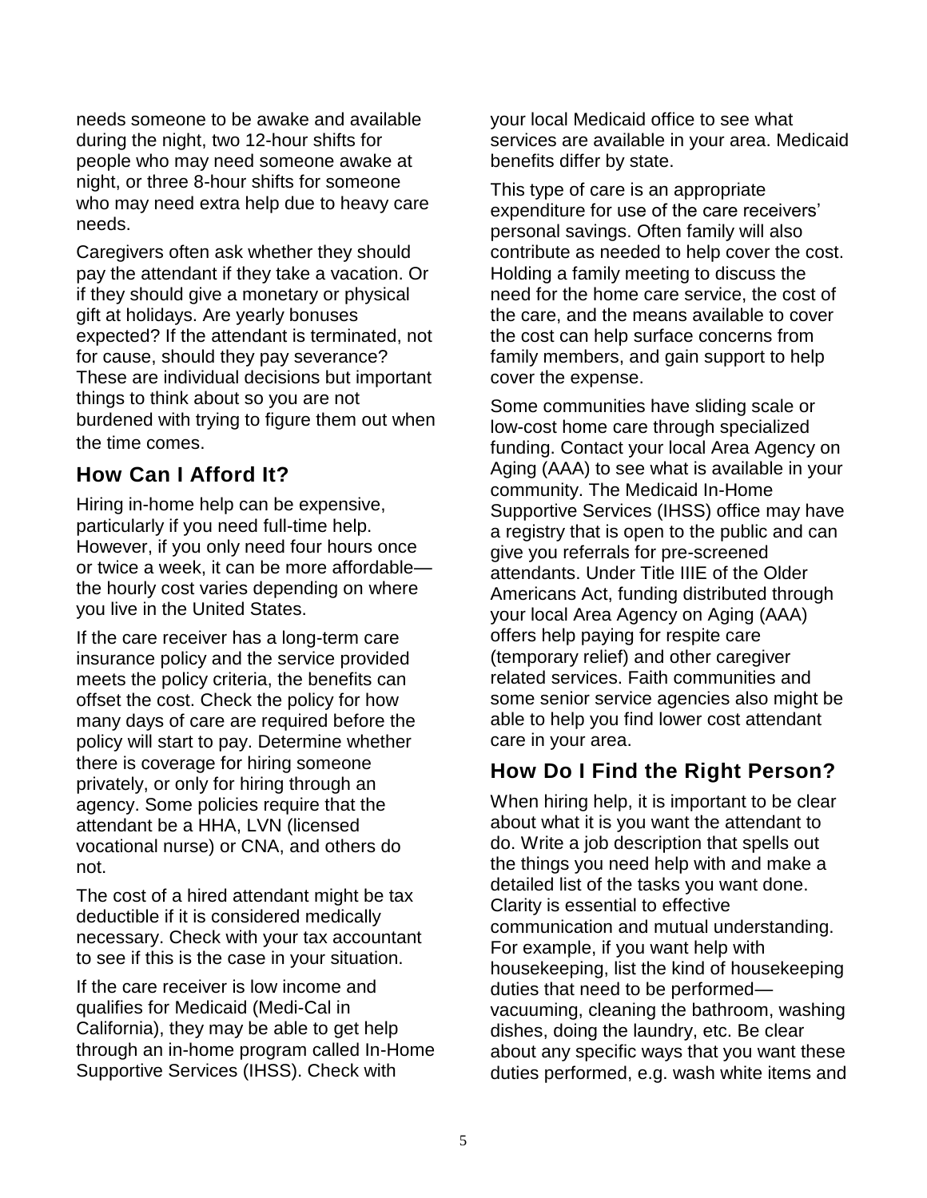needs someone to be awake and available during the night, two 12-hour shifts for people who may need someone awake at night, or three 8-hour shifts for someone who may need extra help due to heavy care needs.

Caregivers often ask whether they should pay the attendant if they take a vacation. Or if they should give a monetary or physical gift at holidays. Are yearly bonuses expected? If the attendant is terminated, not for cause, should they pay severance? These are individual decisions but important things to think about so you are not burdened with trying to figure them out when the time comes.

## How Can I Afford It?

Hiring in-home help can be expensive, particularly if you need full-time help. However, if you only need four hours once or twice a week, it can be more affordable—the hourly cost varies depending on where you live in the United States.

If the care receiver has a long-term care insurance policy and the service provided meets the policy criteria, the benefits can offset the cost. Check the policy for how many days of care are required before the policy will start to pay. Determine whether there is coverage for hiring someone privately, or only for hiring through an agency. Some policies require that the attendant be a HHA, LVN (licensed vocational nurse) or CNA, and others do not.

The cost of a hired attendant might be tax deductible if it is considered medically necessary. Check with your tax accountant to see if this is the case in your situation.

If the care receiver is low income and qualifies for Medicaid (Medi-Cal in California), they may be able to get help through an in-home program called In-Home Supportive Services (IHSS). Check with your local Medicaid office to see what services are available in your area. Medicaid benefits differ by state.

This type of care is an appropriate expenditure for use of the care receivers' personal savings. Often family will also contribute as needed to help cover the cost. Holding a family meeting to discuss the need for the home care service, the cost of the care, and the means available to cover the cost can help surface concerns from family members, and gain support to help cover the expense.

Some communities have sliding scale or low-cost home care through specialized funding. Contact your local Area Agency on Aging (AAA) to see what is available in your community. The Medicaid In-Home Supportive Services (IHSS) office may have a registry that is open to the public and can give you referrals for pre-screened attendants. Under Title IIIE of the Older Americans Act, funding distributed through your local Area Agency on Aging (AAA) offers help paying for respite care (temporary relief) and other caregiver related services. Faith communities and some senior service agencies also might be able to help you find lower cost attendant care in your area.

## How Do I Find the Right Person?

When hiring help, it is important to be clear about what it is you want the attendant to do. Write a job description that spells out the things you need help with and make a detailed list of the tasks you want done. Clarity is essential to effective communication and mutual understanding. For example, if you want help with housekeeping, list the kind of housekeeping duties that need to be performed—vacuuming, cleaning the bathroom, washing dishes, doing the laundry, etc. Be clear about any specific ways that you want these duties performed, e.g. wash white items and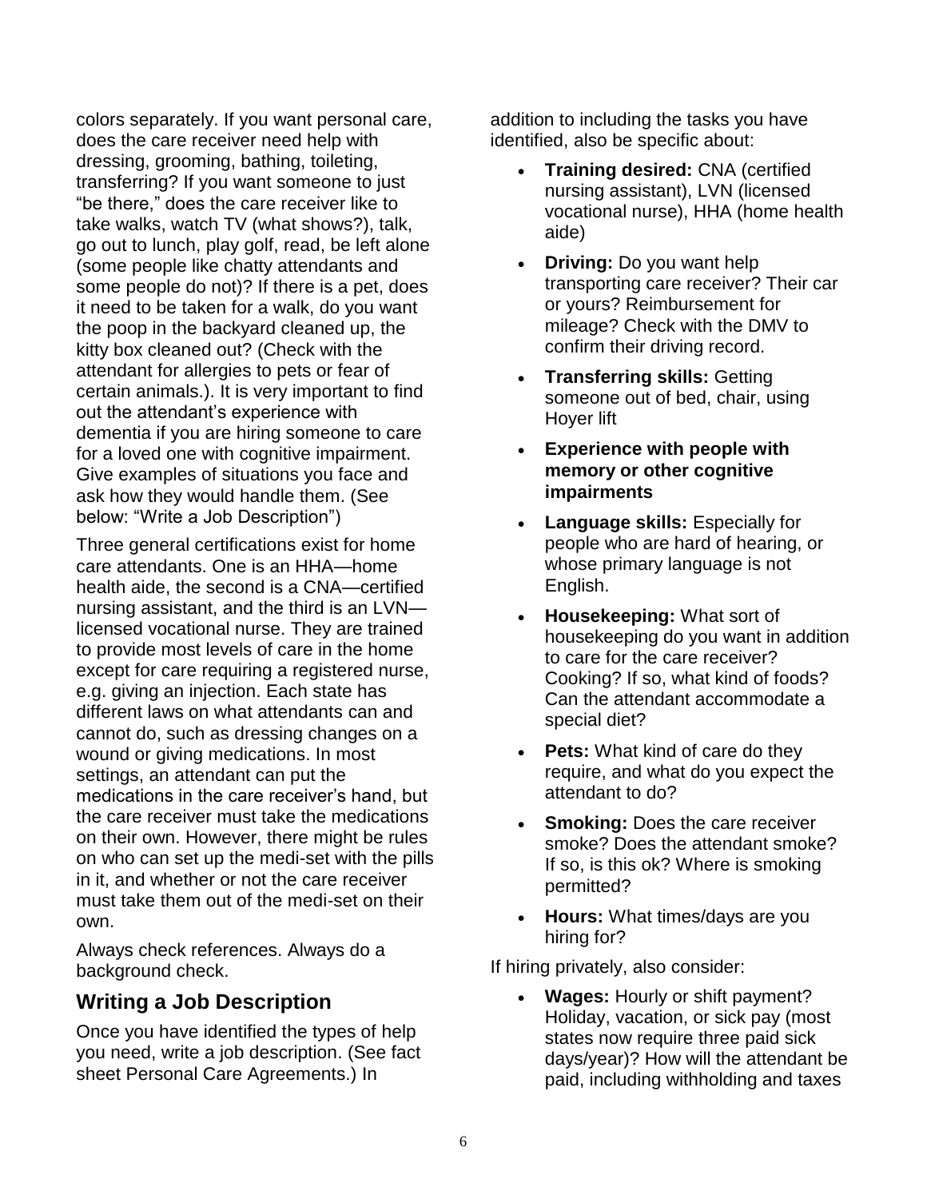colors separately. If you want personal care, does the care receiver need help with dressing, grooming, bathing, toileting, transferring? If you want someone to just "be there," does the care receiver like to take walks, watch TV (what shows?), talk, go out to lunch, play golf, read, be left alone (some people like chatty attendants and some people do not)? If there is a pet, does it need to be taken for a walk, do you want the poop in the backyard cleaned up, the kitty box cleaned out? (Check with the attendant for allergies to pets or fear of certain animals.). It is very important to find out the attendant's experience with dementia if you are hiring someone to care for a loved one with cognitive impairment. Give examples of situations you face and ask how they would handle them. (See below: "Write a Job Description")

Three general certifications exist for home care attendants. One is an HHA—home health aide, the second is a CNA—certified nursing assistant, and the third is an LVN—licensed vocational nurse. They are trained to provide most levels of care in the home except for care requiring a registered nurse, e.g. giving an injection. Each state has different laws on what attendants can and cannot do, such as dressing changes on a wound or giving medications. In most settings, an attendant can put the medications in the care receiver's hand, but the care receiver must take the medications on their own. However, there might be rules on who can set up the medi-set with the pills in it, and whether or not the care receiver must take them out of the medi-set on their own.

Always check references. Always do a background check.

## Writing a Job Description

Once you have identified the types of help you need, write a job description. (See fact sheet Personal Care Agreements.) In addition to including the tasks you have identified, also be specific about:

- **Training desired:** CNA (certified nursing assistant), LVN (licensed vocational nurse), HHA (home health aide)
- **Driving:** Do you want help transporting care receiver? Their car or yours? Reimbursement for mileage? Check with the DMV to confirm their driving record.
- **Transferring skills:** Getting someone out of bed, chair, using Hoyer lift
- **Experience with people with memory or other cognitive impairments**
- **Language skills:** Especially for people who are hard of hearing, or whose primary language is not English.
- **Housekeeping:** What sort of housekeeping do you want in addition to care for the care receiver? Cooking? If so, what kind of foods? Can the attendant accommodate a special diet?
- **Pets:** What kind of care do they require, and what do you expect the attendant to do?
- **Smoking:** Does the care receiver smoke? Does the attendant smoke? If so, is this ok? Where is smoking permitted?
- **Hours:** What times/days are you hiring for?

If hiring privately, also consider:

- **Wages:** Hourly or shift payment? Holiday, vacation, or sick pay (most states now require three paid sick days/year)? How will the attendant be paid, including withholding and taxes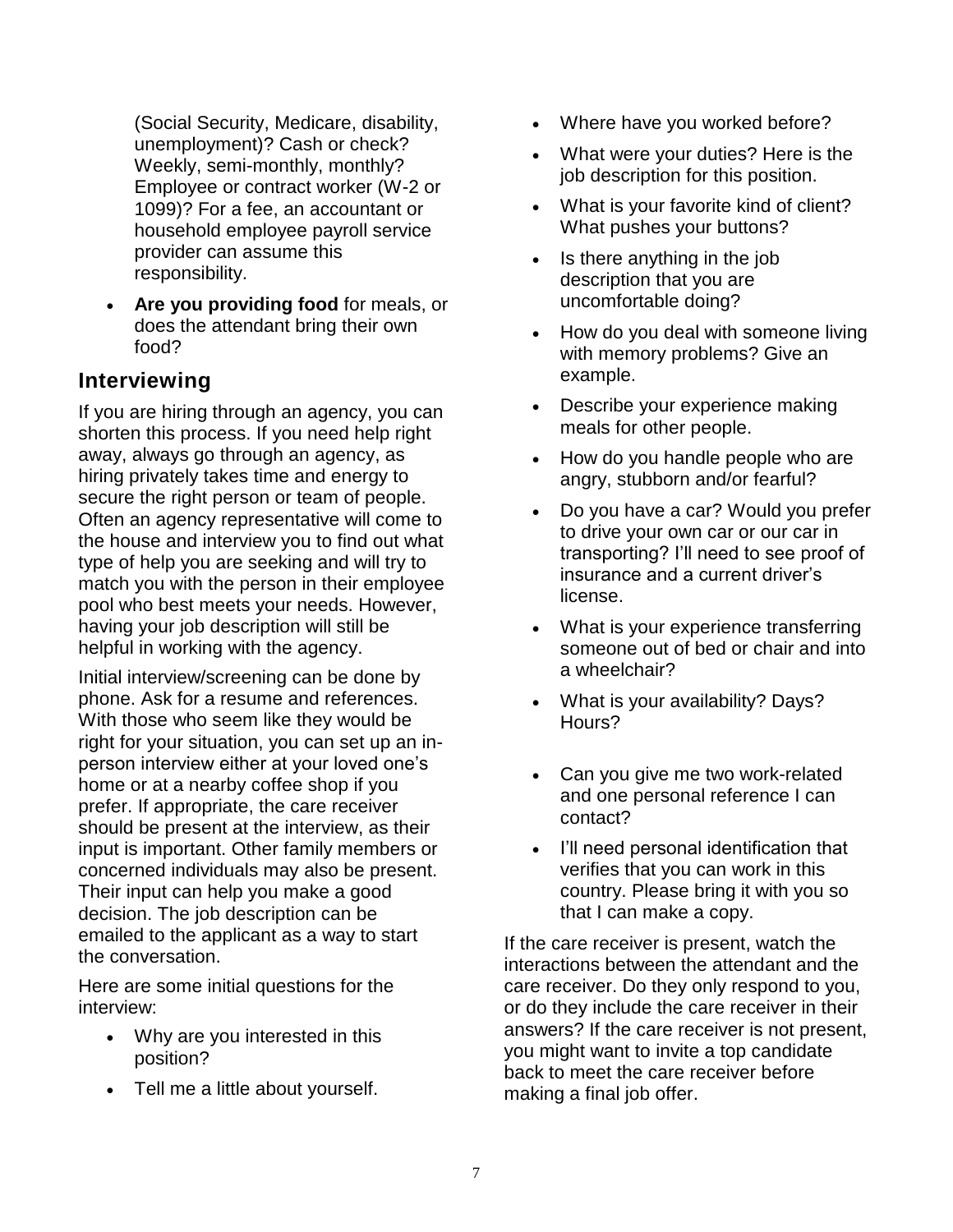(Social Security, Medicare, disability, unemployment)? Cash or check? Weekly, semi-monthly, monthly? Employee or contract worker (W-2 or 1099)? For a fee, an accountant or household employee payroll service provider can assume this responsibility.

- **Are you providing food** for meals, or does the attendant bring their own food?

## Interviewing

If you are hiring through an agency, you can shorten this process. If you need help right away, always go through an agency, as hiring privately takes time and energy to secure the right person or team of people. Often an agency representative will come to the house and interview you to find out what type of help you are seeking and will try to match you with the person in their employee pool who best meets your needs. However, having your job description will still be helpful in working with the agency.

Initial interview/screening can be done by phone. Ask for a resume and references. With those who seem like they would be right for your situation, you can set up an in-person interview either at your loved one's home or at a nearby coffee shop if you prefer. If appropriate, the care receiver should be present at the interview, as their input is important. Other family members or concerned individuals may also be present. Their input can help you make a good decision. The job description can be emailed to the applicant as a way to start the conversation.

Here are some initial questions for the interview:

- Why are you interested in this position?
- Tell me a little about yourself.
- Where have you worked before?
- What were your duties? Here is the job description for this position.
- What is your favorite kind of client? What pushes your buttons?
- Is there anything in the job description that you are uncomfortable doing?
- How do you deal with someone living with memory problems? Give an example.
- Describe your experience making meals for other people.
- How do you handle people who are angry, stubborn and/or fearful?
- Do you have a car? Would you prefer to drive your own car or our car in transporting? I'll need to see proof of insurance and a current driver's license.
- What is your experience transferring someone out of bed or chair and into a wheelchair?
- What is your availability? Days? Hours?
- Can you give me two work-related and one personal reference I can contact?
- I'll need personal identification that verifies that you can work in this country. Please bring it with you so that I can make a copy.

If the care receiver is present, watch the interactions between the attendant and the care receiver. Do they only respond to you, or do they include the care receiver in their answers? If the care receiver is not present, you might want to invite a top candidate back to meet the care receiver before making a final job offer.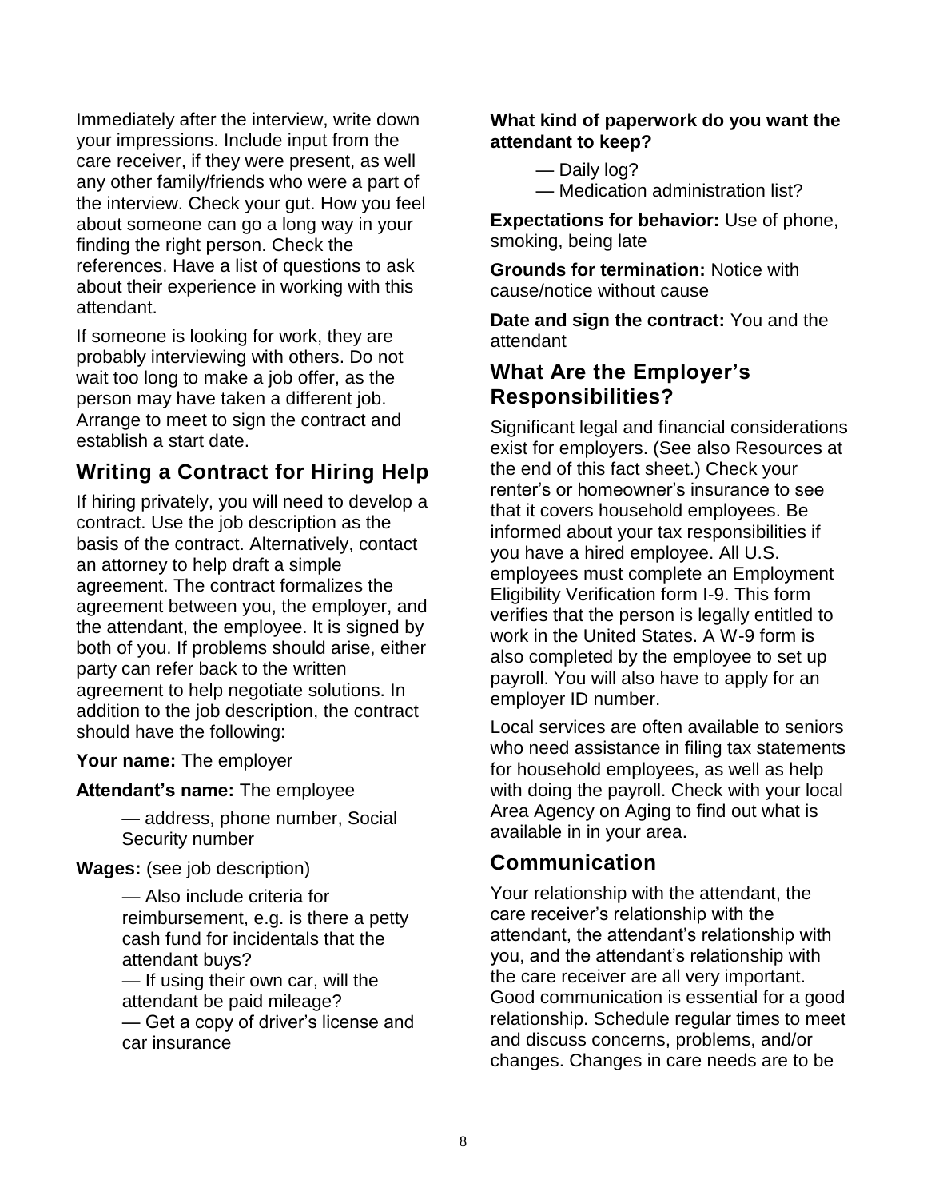Immediately after the interview, write down your impressions. Include input from the care receiver, if they were present, as well any other family/friends who were a part of the interview. Check your gut. How you feel about someone can go a long way in your finding the right person. Check the references. Have a list of questions to ask about their experience in working with this attendant.

If someone is looking for work, they are probably interviewing with others. Do not wait too long to make a job offer, as the person may have taken a different job. Arrange to meet to sign the contract and establish a start date.

## Writing a Contract for Hiring Help

If hiring privately, you will need to develop a contract. Use the job description as the basis of the contract. Alternatively, contact an attorney to help draft a simple agreement. The contract formalizes the agreement between you, the employer, and the attendant, the employee. It is signed by both of you. If problems should arise, either party can refer back to the written agreement to help negotiate solutions. In addition to the job description, the contract should have the following:

**Your name:** The employer

**Attendant's name:** The employee

— address, phone number, Social Security number

**Wages:** (see job description)

— Also include criteria for reimbursement, e.g. is there a petty cash fund for incidentals that the attendant buys?
— If using their own car, will the attendant be paid mileage?
— Get a copy of driver's license and car insurance

**What kind of paperwork do you want the attendant to keep?**

— Daily log?
— Medication administration list?

**Expectations for behavior:** Use of phone, smoking, being late

**Grounds for termination:** Notice with cause/notice without cause

**Date and sign the contract:** You and the attendant

## What Are the Employer's Responsibilities?

Significant legal and financial considerations exist for employers. (See also Resources at the end of this fact sheet.) Check your renter's or homeowner's insurance to see that it covers household employees. Be informed about your tax responsibilities if you have a hired employee. All U.S. employees must complete an Employment Eligibility Verification form I-9. This form verifies that the person is legally entitled to work in the United States. A W-9 form is also completed by the employee to set up payroll. You will also have to apply for an employer ID number.

Local services are often available to seniors who need assistance in filing tax statements for household employees, as well as help with doing the payroll. Check with your local Area Agency on Aging to find out what is available in in your area.

## Communication

Your relationship with the attendant, the care receiver's relationship with the attendant, the attendant's relationship with you, and the attendant's relationship with the care receiver are all very important. Good communication is essential for a good relationship. Schedule regular times to meet and discuss concerns, problems, and/or changes. Changes in care needs are to be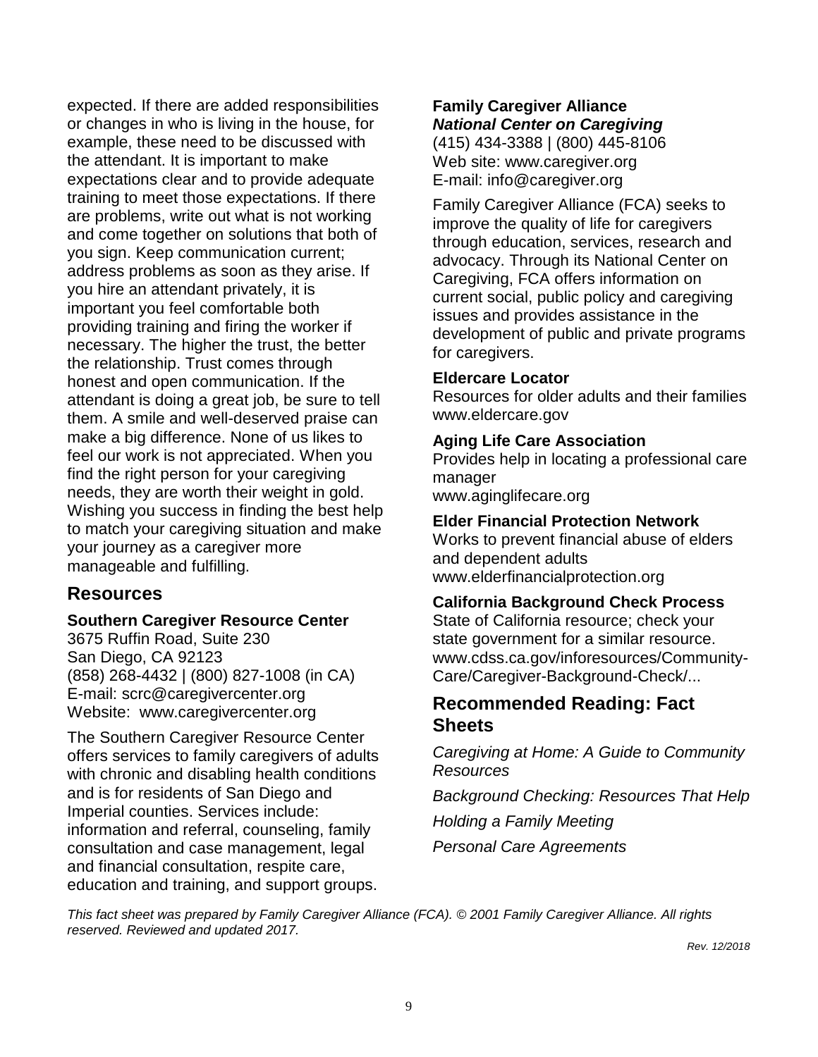expected. If there are added responsibilities or changes in who is living in the house, for example, these need to be discussed with the attendant. It is important to make expectations clear and to provide adequate training to meet those expectations. If there are problems, write out what is not working and come together on solutions that both of you sign. Keep communication current; address problems as soon as they arise. If you hire an attendant privately, it is important you feel comfortable both providing training and firing the worker if necessary. The higher the trust, the better the relationship. Trust comes through honest and open communication. If the attendant is doing a great job, be sure to tell them. A smile and well-deserved praise can make a big difference. None of us likes to feel our work is not appreciated. When you find the right person for your caregiving needs, they are worth their weight in gold. Wishing you success in finding the best help to match your caregiving situation and make your journey as a caregiver more manageable and fulfilling.

## Resources

**Southern Caregiver Resource Center**
3675 Ruffin Road, Suite 230
San Diego, CA 92123
(858) 268-4432 | (800) 827-1008 (in CA)
E-mail: scrc@caregivercenter.org
Website: www.caregivercenter.org

The Southern Caregiver Resource Center offers services to family caregivers of adults with chronic and disabling health conditions and is for residents of San Diego and Imperial counties. Services include: information and referral, counseling, family consultation and case management, legal and financial consultation, respite care, education and training, and support groups.

**Family Caregiver Alliance**
***National Center on Caregiving***
(415) 434-3388 | (800) 445-8106
Web site: www.caregiver.org
E-mail: info@caregiver.org

Family Caregiver Alliance (FCA) seeks to improve the quality of life for caregivers through education, services, research and advocacy. Through its National Center on Caregiving, FCA offers information on current social, public policy and caregiving issues and provides assistance in the development of public and private programs for caregivers.

**Eldercare Locator**
Resources for older adults and their families
www.eldercare.gov

**Aging Life Care Association**
Provides help in locating a professional care manager
www.aginglifecare.org

**Elder Financial Protection Network**
Works to prevent financial abuse of elders and dependent adults
www.elderfinancialprotection.org

**California Background Check Process**
State of California resource; check your state government for a similar resource.
www.cdss.ca.gov/inforesources/Community-Care/Caregiver-Background-Check/...

## Recommended Reading: Fact Sheets

*Caregiving at Home: A Guide to Community Resources*

*Background Checking: Resources That Help*

*Holding a Family Meeting*

*Personal Care Agreements*

*This fact sheet was prepared by Family Caregiver Alliance (FCA). © 2001 Family Caregiver Alliance. All rights reserved. Reviewed and updated 2017.*

*Rev. 12/2018*